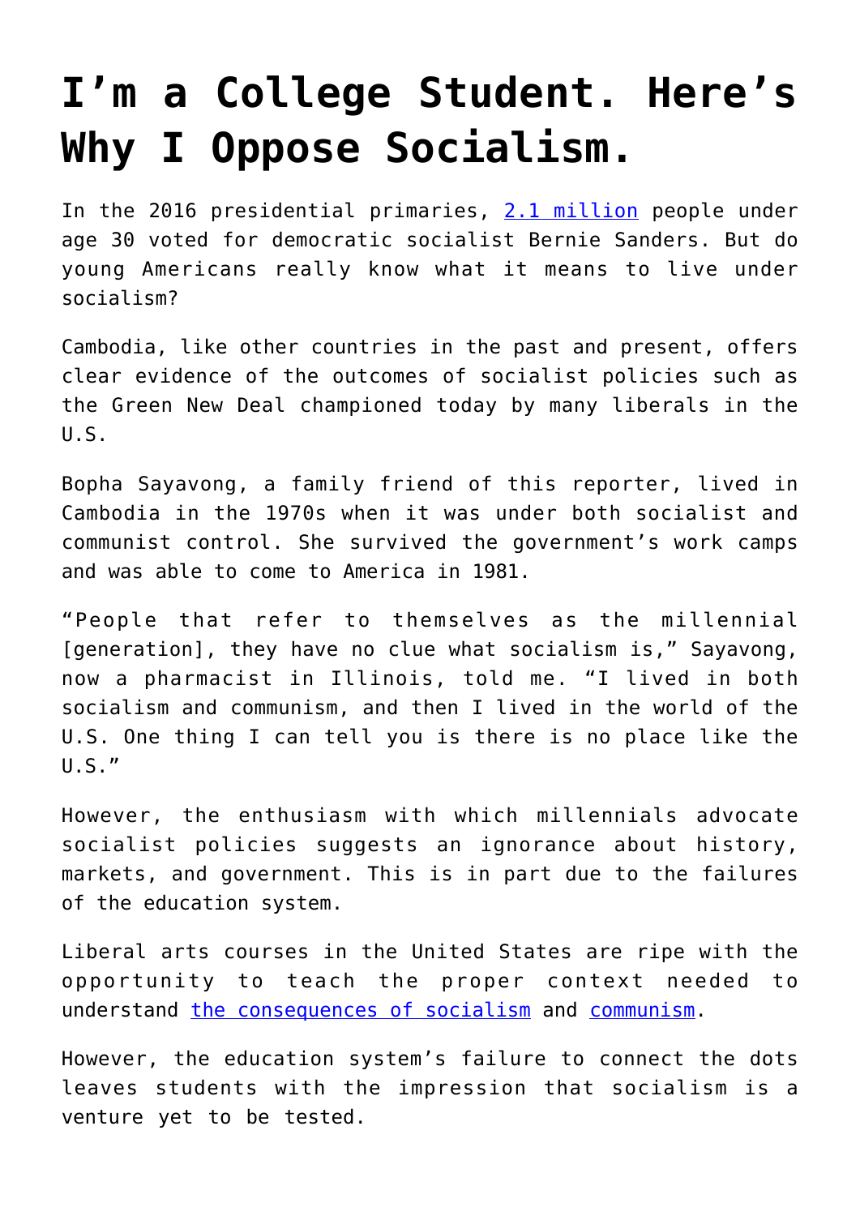# I'm a College Student. Here's Why I Oppose Socialism.

In the 2016 presidential primaries, [2.1 million] people under age 30 voted for democratic socialist Bernie Sanders. But do young Americans really know what it means to live under socialism?

Cambodia, like other countries in the past and present, offers clear evidence of the outcomes of socialist policies such as the Green New Deal championed today by many liberals in the U.S.

Bopha Sayavong, a family friend of this reporter, lived in Cambodia in the 1970s when it was under both socialist and communist control. She survived the government's work camps and was able to come to America in 1981.

"People that refer to themselves as the millennial [generation], they have no clue what socialism is," Sayavong, now a pharmacist in Illinois, told me. "I lived in both socialism and communism, and then I lived in the world of the U.S. One thing I can tell you is there is no place like the U.S."

However, the enthusiasm with which millennials advocate socialist policies suggests an ignorance about history, markets, and government. This is in part due to the failures of the education system.

Liberal arts courses in the United States are ripe with the opportunity to teach the proper context needed to understand [the consequences of socialism] and [communism].

However, the education system's failure to connect the dots leaves students with the impression that socialism is a venture yet to be tested.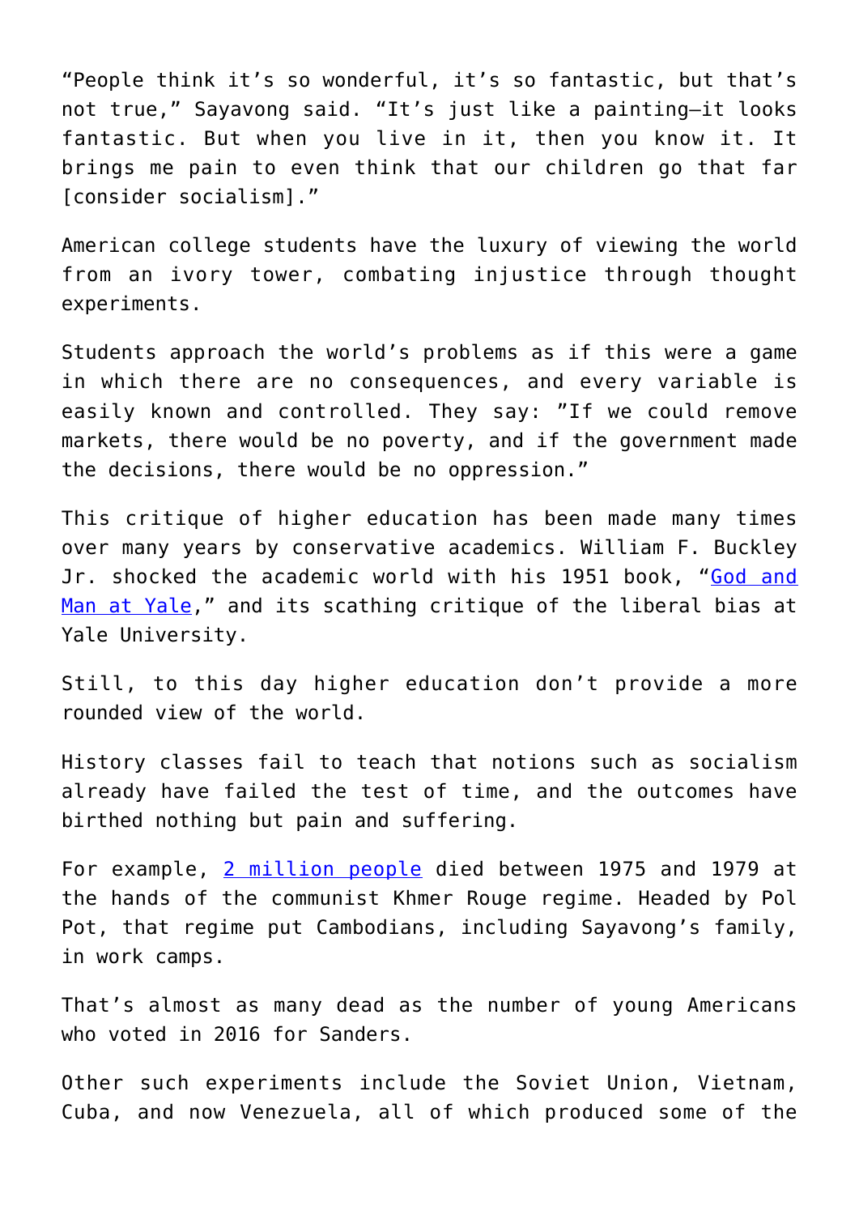"People think it's so wonderful, it's so fantastic, but that's not true," Sayavong said. "It's just like a painting—it looks fantastic. But when you live in it, then you know it. It brings me pain to even think that our children go that far [consider socialism]."

American college students have the luxury of viewing the world from an ivory tower, combating injustice through thought experiments.

Students approach the world's problems as if this were a game in which there are no consequences, and every variable is easily known and controlled. They say: "If we could remove markets, there would be no poverty, and if the government made the decisions, there would be no oppression."

This critique of higher education has been made many times over many years by conservative academics. William F. Buckley Jr. shocked the academic world with his 1951 book, "God and Man at Yale," and its scathing critique of the liberal bias at Yale University.

Still, to this day higher education don't provide a more rounded view of the world.

History classes fail to teach that notions such as socialism already have failed the test of time, and the outcomes have birthed nothing but pain and suffering.

For example, 2 million people died between 1975 and 1979 at the hands of the communist Khmer Rouge regime. Headed by Pol Pot, that regime put Cambodians, including Sayavong's family, in work camps.

That's almost as many dead as the number of young Americans who voted in 2016 for Sanders.

Other such experiments include the Soviet Union, Vietnam, Cuba, and now Venezuela, all of which produced some of the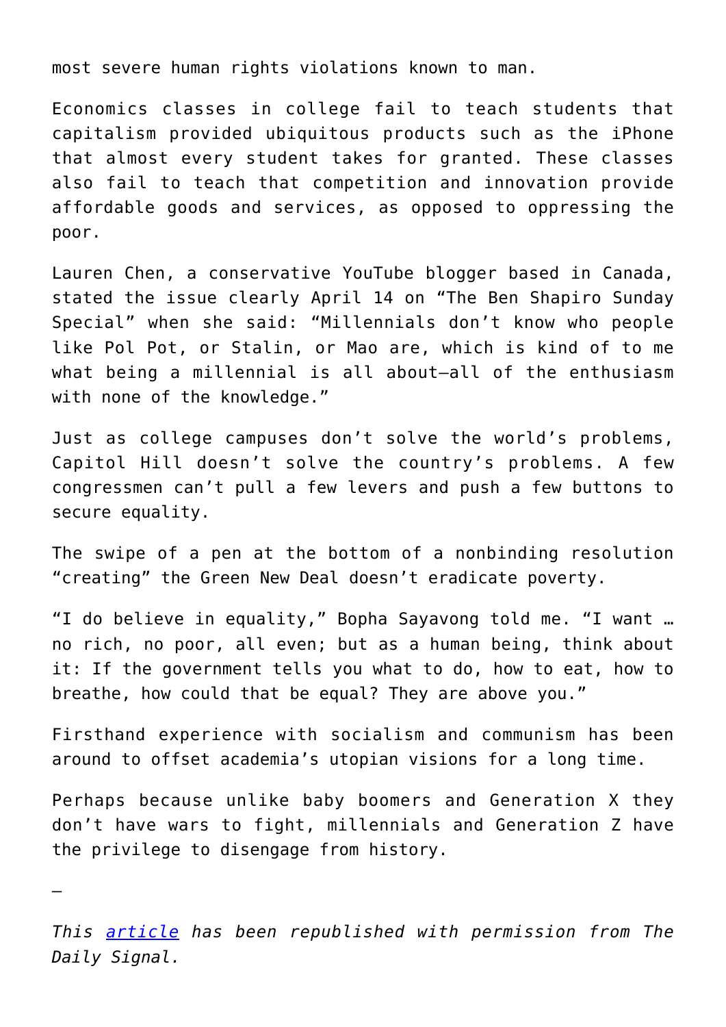most severe human rights violations known to man.

Economics classes in college fail to teach students that capitalism provided ubiquitous products such as the iPhone that almost every student takes for granted. These classes also fail to teach that competition and innovation provide affordable goods and services, as opposed to oppressing the poor.

Lauren Chen, a conservative YouTube blogger based in Canada, stated the issue clearly April 14 on "The Ben Shapiro Sunday Special" when she said: "Millennials don't know who people like Pol Pot, or Stalin, or Mao are, which is kind of to me what being a millennial is all about—all of the enthusiasm with none of the knowledge."

Just as college campuses don't solve the world's problems, Capitol Hill doesn't solve the country's problems. A few congressmen can't pull a few levers and push a few buttons to secure equality.

The swipe of a pen at the bottom of a nonbinding resolution "creating" the Green New Deal doesn't eradicate poverty.

"I do believe in equality," Bopha Sayavong told me. "I want … no rich, no poor, all even; but as a human being, think about it: If the government tells you what to do, how to eat, how to breathe, how could that be equal? They are above you."

Firsthand experience with socialism and communism has been around to offset academia's utopian visions for a long time.

Perhaps because unlike baby boomers and Generation X they don't have wars to fight, millennials and Generation Z have the privilege to disengage from history.

—

*This [article](article) has been republished with permission from The Daily Signal.*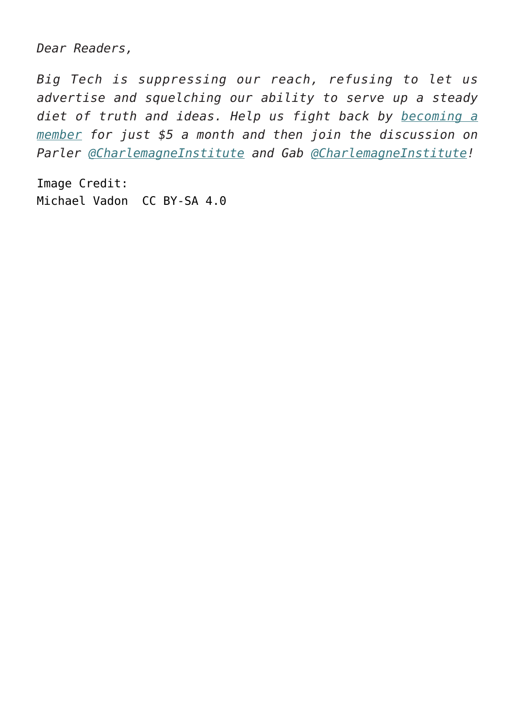*Dear Readers,*

*Big Tech is suppressing our reach, refusing to let us advertise and squelching our ability to serve up a steady diet of truth and ideas. Help us fight back by becoming a member for just $5 a month and then join the discussion on Parler @CharlemagneInstitute and Gab @CharlemagneInstitute!*

Image Credit:
Michael Vadon CC BY-SA 4.0